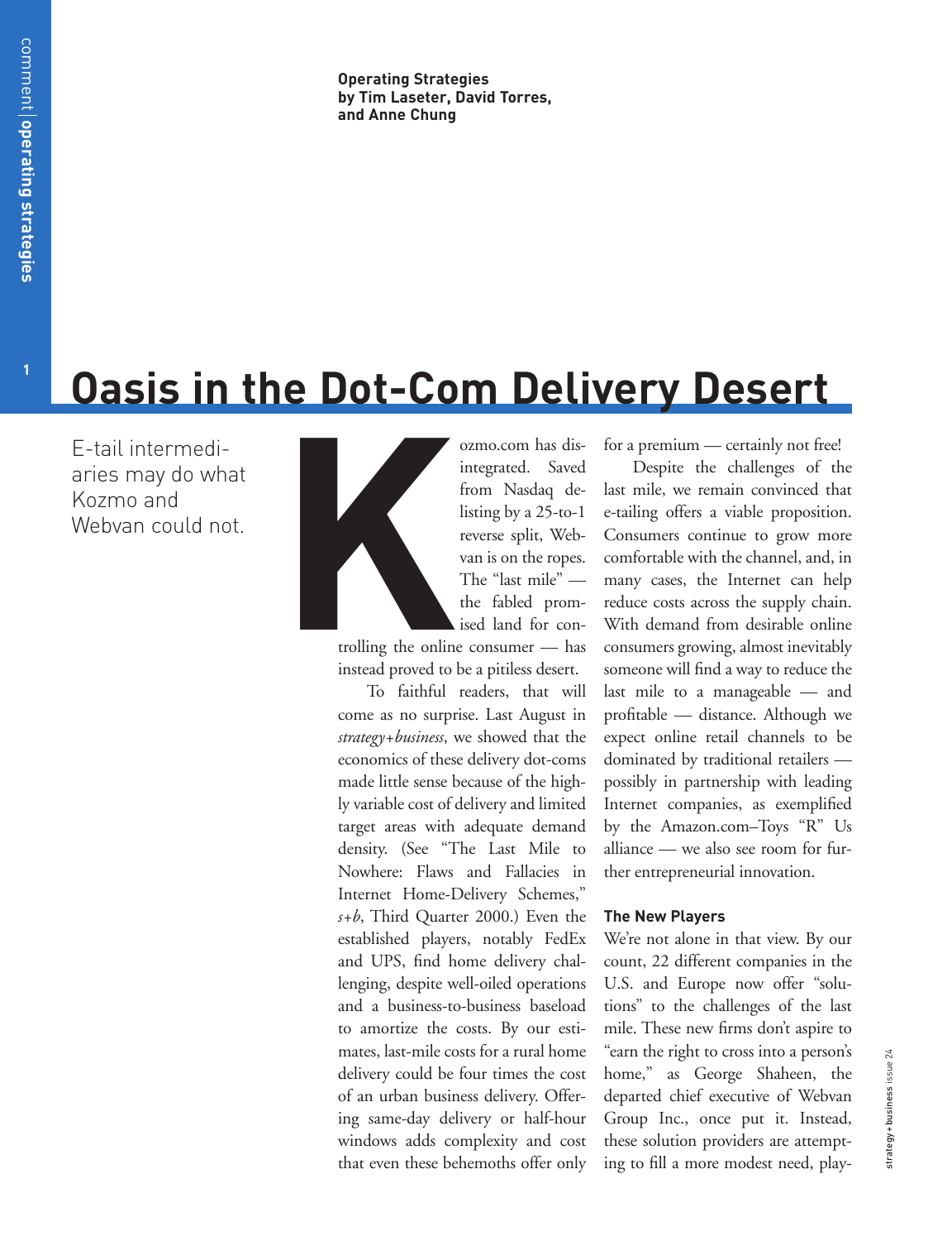Operating Strategies
by Tim Laseter, David Torres, and Anne Chung

# Oasis in the Dot-Com Delivery Desert

E-tail intermediaries may do what Kozmo and Webvan could not.

Kozmo.com has disintegrated. Saved from Nasdaq delisting by a 25-to-1 reverse split, Webvan is on the ropes. The "last mile" — the fabled promised land for controlling the online consumer — has instead proved to be a pitiless desert.

To faithful readers, that will come as no surprise. Last August in *strategy+business*, we showed that the economics of these delivery dot-coms made little sense because of the highly variable cost of delivery and limited target areas with adequate demand density. (See "The Last Mile to Nowhere: Flaws and Fallacies in Internet Home-Delivery Schemes," *s+b*, Third Quarter 2000.) Even the established players, notably FedEx and UPS, find home delivery challenging, despite well-oiled operations and a business-to-business baseload to amortize the costs. By our estimates, last-mile costs for a rural home delivery could be four times the cost of an urban business delivery. Offering same-day delivery or half-hour windows adds complexity and cost that even these behemoths offer only for a premium — certainly not free!

Despite the challenges of the last mile, we remain convinced that e-tailing offers a viable proposition. Consumers continue to grow more comfortable with the channel, and, in many cases, the Internet can help reduce costs across the supply chain. With demand from desirable online consumers growing, almost inevitably someone will find a way to reduce the last mile to a manageable — and profitable — distance. Although we expect online retail channels to be dominated by traditional retailers — possibly in partnership with leading Internet companies, as exemplified by the Amazon.com–Toys "R" Us alliance — we also see room for further entrepreneurial innovation.

## The New Players

We're not alone in that view. By our count, 22 different companies in the U.S. and Europe now offer "solutions" to the challenges of the last mile. These new firms don't aspire to "earn the right to cross into a person's home," as George Shaheen, the departed chief executive of Webvan Group Inc., once put it. Instead, these solution providers are attempting to fill a more modest need, play-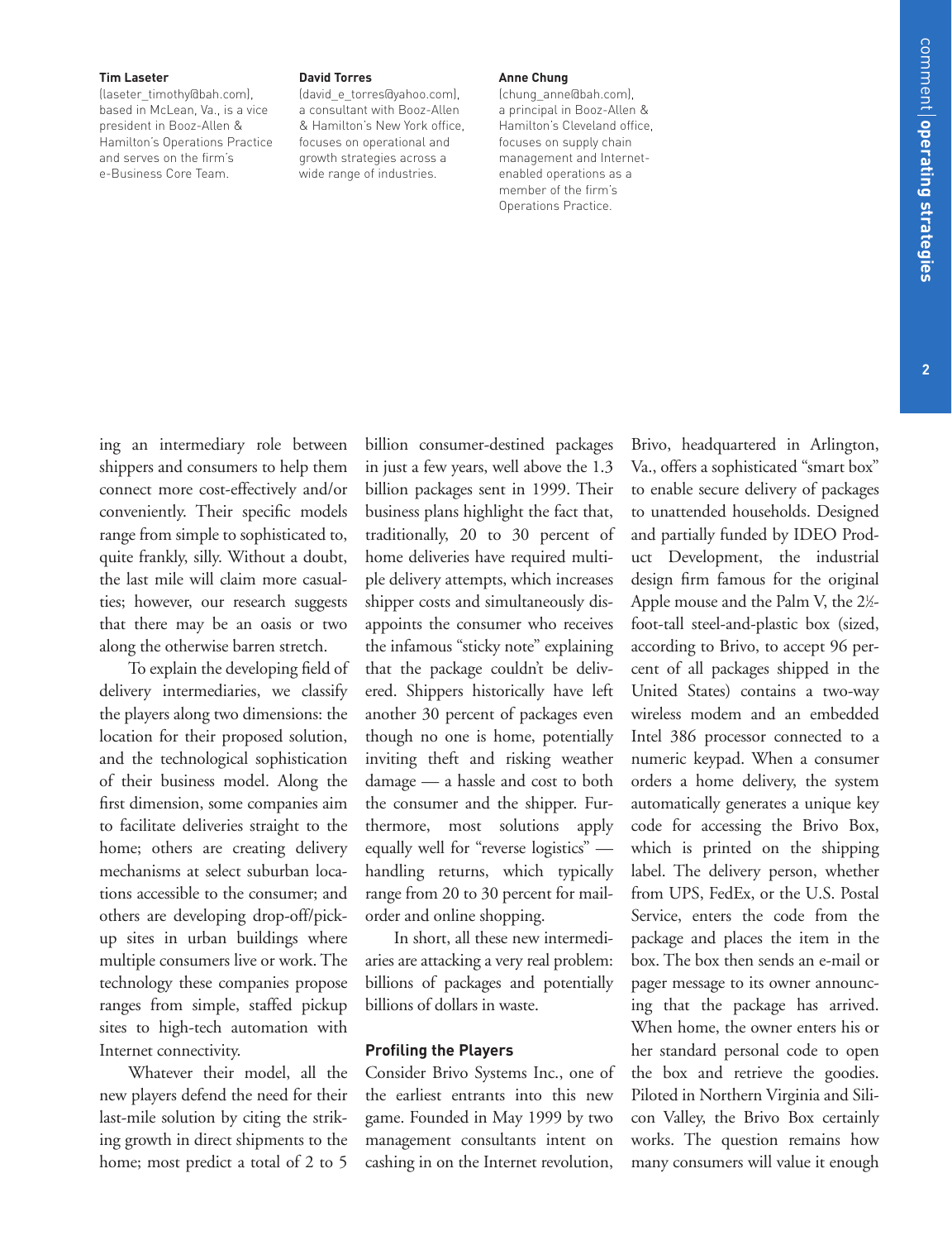**Tim Laseter**
(laseter_timothy@bah.com), based in McLean, Va., is a vice president in Booz-Allen & Hamilton's Operations Practice and serves on the firm's e-Business Core Team.

**David Torres**
(david_e_torres@yahoo.com), a consultant with Booz-Allen & Hamilton's New York office, focuses on operational and growth strategies across a wide range of industries.

**Anne Chung**
(chung_anne@bah.com), a principal in Booz-Allen & Hamilton's Cleveland office, focuses on supply chain management and Internet-enabled operations as a member of the firm's Operations Practice.

ing an intermediary role between shippers and consumers to help them connect more cost-effectively and/or conveniently. Their specific models range from simple to sophisticated to, quite frankly, silly. Without a doubt, the last mile will claim more casualties; however, our research suggests that there may be an oasis or two along the otherwise barren stretch.

To explain the developing field of delivery intermediaries, we classify the players along two dimensions: the location for their proposed solution, and the technological sophistication of their business model. Along the first dimension, some companies aim to facilitate deliveries straight to the home; others are creating delivery mechanisms at select suburban locations accessible to the consumer; and others are developing drop-off/pickup sites in urban buildings where multiple consumers live or work. The technology these companies propose ranges from simple, staffed pickup sites to high-tech automation with Internet connectivity.

Whatever their model, all the new players defend the need for their last-mile solution by citing the striking growth in direct shipments to the home; most predict a total of 2 to 5 billion consumer-destined packages in just a few years, well above the 1.3 billion packages sent in 1999. Their business plans highlight the fact that, traditionally, 20 to 30 percent of home deliveries have required multiple delivery attempts, which increases shipper costs and simultaneously disappoints the consumer who receives the infamous "sticky note" explaining that the package couldn't be delivered. Shippers historically have left another 30 percent of packages even though no one is home, potentially inviting theft and risking weather damage — a hassle and cost to both the consumer and the shipper. Furthermore, most solutions apply equally well for "reverse logistics" — handling returns, which typically range from 20 to 30 percent for mail-order and online shopping.

In short, all these new intermediaries are attacking a very real problem: billions of packages and potentially billions of dollars in waste.

### Profiling the Players

Consider Brivo Systems Inc., one of the earliest entrants into this new game. Founded in May 1999 by two management consultants intent on cashing in on the Internet revolution, Brivo, headquartered in Arlington, Va., offers a sophisticated "smart box" to enable secure delivery of packages to unattended households. Designed and partially funded by IDEO Product Development, the industrial design firm famous for the original Apple mouse and the Palm V, the 2½-foot-tall steel-and-plastic box (sized, according to Brivo, to accept 96 percent of all packages shipped in the United States) contains a two-way wireless modem and an embedded Intel 386 processor connected to a numeric keypad. When a consumer orders a home delivery, the system automatically generates a unique key code for accessing the Brivo Box, which is printed on the shipping label. The delivery person, whether from UPS, FedEx, or the U.S. Postal Service, enters the code from the package and places the item in the box. The box then sends an e-mail or pager message to its owner announcing that the package has arrived. When home, the owner enters his or her standard personal code to open the box and retrieve the goodies. Piloted in Northern Virginia and Silicon Valley, the Brivo Box certainly works. The question remains how many consumers will value it enough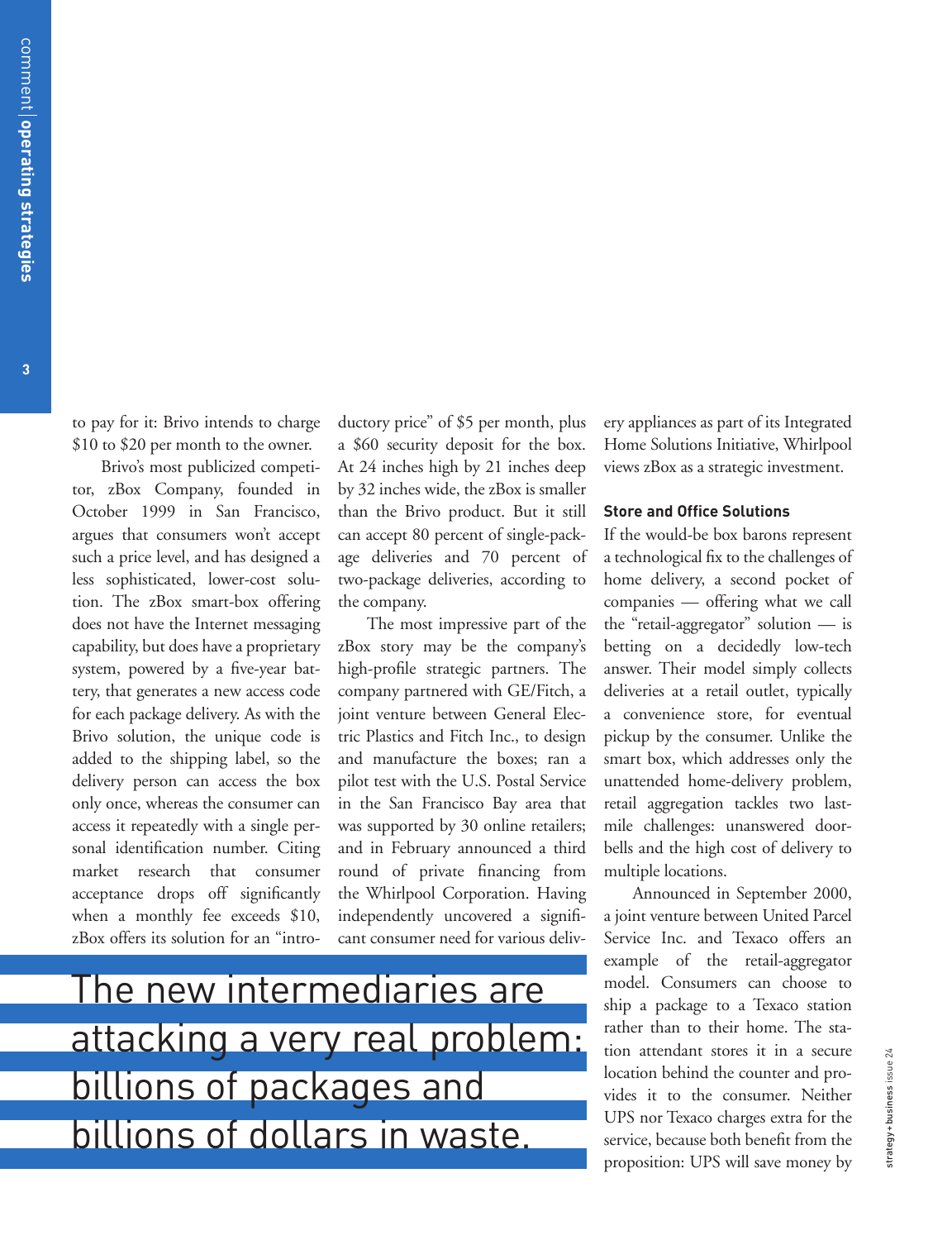to pay for it: Brivo intends to charge $10 to $20 per month to the owner.

Brivo's most publicized competitor, zBox Company, founded in October 1999 in San Francisco, argues that consumers won't accept such a price level, and has designed a less sophisticated, lower-cost solution. The zBox smart-box offering does not have the Internet messaging capability, but does have a proprietary system, powered by a five-year battery, that generates a new access code for each package delivery. As with the Brivo solution, the unique code is added to the shipping label, so the delivery person can access the box only once, whereas the consumer can access it repeatedly with a single personal identification number. Citing market research that consumer acceptance drops off significantly when a monthly fee exceeds $10, zBox offers its solution for an "introductory price" of $5 per month, plus a $60 security deposit for the box. At 24 inches high by 21 inches deep by 32 inches wide, the zBox is smaller than the Brivo product. But it still can accept 80 percent of single-package deliveries and 70 percent of two-package deliveries, according to the company.

The most impressive part of the zBox story may be the company's high-profile strategic partners. The company partnered with GE/Fitch, a joint venture between General Electric Plastics and Fitch Inc., to design and manufacture the boxes; ran a pilot test with the U.S. Postal Service in the San Francisco Bay area that was supported by 30 online retailers; and in February announced a third round of private financing from the Whirlpool Corporation. Having independently uncovered a significant consumer need for various delivery appliances as part of its Integrated Home Solutions Initiative, Whirlpool views zBox as a strategic investment.

> The new intermediaries are attacking a very real problem: billions of packages and billions of dollars in waste.

### Store and Office Solutions

If the would-be box barons represent a technological fix to the challenges of home delivery, a second pocket of companies — offering what we call the "retail-aggregator" solution — is betting on a decidedly low-tech answer. Their model simply collects deliveries at a retail outlet, typically a convenience store, for eventual pickup by the consumer. Unlike the smart box, which addresses only the unattended home-delivery problem, retail aggregation tackles two last-mile challenges: unanswered doorbells and the high cost of delivery to multiple locations.

Announced in September 2000, a joint venture between United Parcel Service Inc. and Texaco offers an example of the retail-aggregator model. Consumers can choose to ship a package to a Texaco station rather than to their home. The station attendant stores it in a secure location behind the counter and provides it to the consumer. Neither UPS nor Texaco charges extra for the service, because both benefit from the proposition: UPS will save money by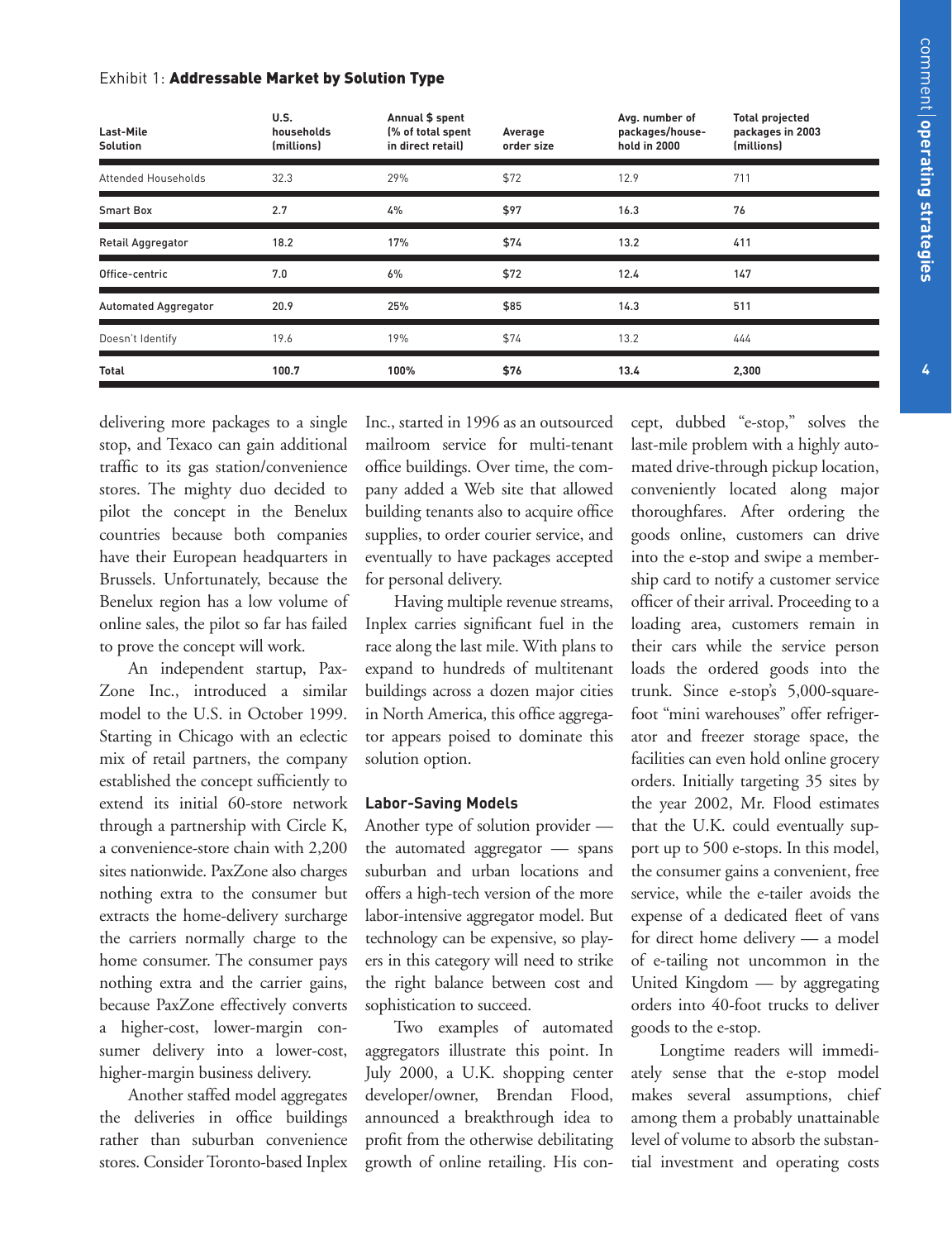Exhibit 1: **Addressable Market by Solution Type**

| Last-Mile Solution | U.S. households (millions) | Annual $ spent (% of total spent in direct retail) | Average order size | Avg. number of packages/household in 2000 | Total projected packages in 2003 (millions) |
|---|---|---|---|---|---|
| Attended Households | 32.3 | 29% | $72 | 12.9 | 711 |
| **Smart Box** | **2.7** | **4%** | **$97** | **16.3** | **76** |
| **Retail Aggregator** | **18.2** | **17%** | **$74** | **13.2** | **411** |
| **Office-centric** | **7.0** | **6%** | **$72** | **12.4** | **147** |
| **Automated Aggregator** | **20.9** | **25%** | **$85** | **14.3** | **511** |
| Doesn't Identify | 19.6 | 19% | $74 | 13.2 | 444 |
| **Total** | **100.7** | **100%** | **$76** | **13.4** | **2,300** |

delivering more packages to a single stop, and Texaco can gain additional traffic to its gas station/convenience stores. The mighty duo decided to pilot the concept in the Benelux countries because both companies have their European headquarters in Brussels. Unfortunately, because the Benelux region has a low volume of online sales, the pilot so far has failed to prove the concept will work.

An independent startup, PaxZone Inc., introduced a similar model to the U.S. in October 1999. Starting in Chicago with an eclectic mix of retail partners, the company established the concept sufficiently to extend its initial 60-store network through a partnership with Circle K, a convenience-store chain with 2,200 sites nationwide. PaxZone also charges nothing extra to the consumer but extracts the home-delivery surcharge the carriers normally charge to the home consumer. The consumer pays nothing extra and the carrier gains, because PaxZone effectively converts a higher-cost, lower-margin consumer delivery into a lower-cost, higher-margin business delivery.

Another staffed model aggregates the deliveries in office buildings rather than suburban convenience stores. Consider Toronto-based Inplex Inc., started in 1996 as an outsourced mailroom service for multi-tenant office buildings. Over time, the company added a Web site that allowed building tenants also to acquire office supplies, to order courier service, and eventually to have packages accepted for personal delivery.

Having multiple revenue streams, Inplex carries significant fuel in the race along the last mile. With plans to expand to hundreds of multitenant buildings across a dozen major cities in North America, this office aggregator appears poised to dominate this solution option.

### Labor-Saving Models

Another type of solution provider — the automated aggregator — spans suburban and urban locations and offers a high-tech version of the more labor-intensive aggregator model. But technology can be expensive, so players in this category will need to strike the right balance between cost and sophistication to succeed.

Two examples of automated aggregators illustrate this point. In July 2000, a U.K. shopping center developer/owner, Brendan Flood, announced a breakthrough idea to profit from the otherwise debilitating growth of online retailing. His concept, dubbed "e-stop," solves the last-mile problem with a highly automated drive-through pickup location, conveniently located along major thoroughfares. After ordering the goods online, customers can drive into the e-stop and swipe a membership card to notify a customer service officer of their arrival. Proceeding to a loading area, customers remain in their cars while the service person loads the ordered goods into the trunk. Since e-stop's 5,000-square-foot "mini warehouses" offer refrigerator and freezer storage space, the facilities can even hold online grocery orders. Initially targeting 35 sites by the year 2002, Mr. Flood estimates that the U.K. could eventually support up to 500 e-stops. In this model, the consumer gains a convenient, free service, while the e-tailer avoids the expense of a dedicated fleet of vans for direct home delivery — a model of e-tailing not uncommon in the United Kingdom — by aggregating orders into 40-foot trucks to deliver goods to the e-stop.

Longtime readers will immediately sense that the e-stop model makes several assumptions, chief among them a probably unattainable level of volume to absorb the substantial investment and operating costs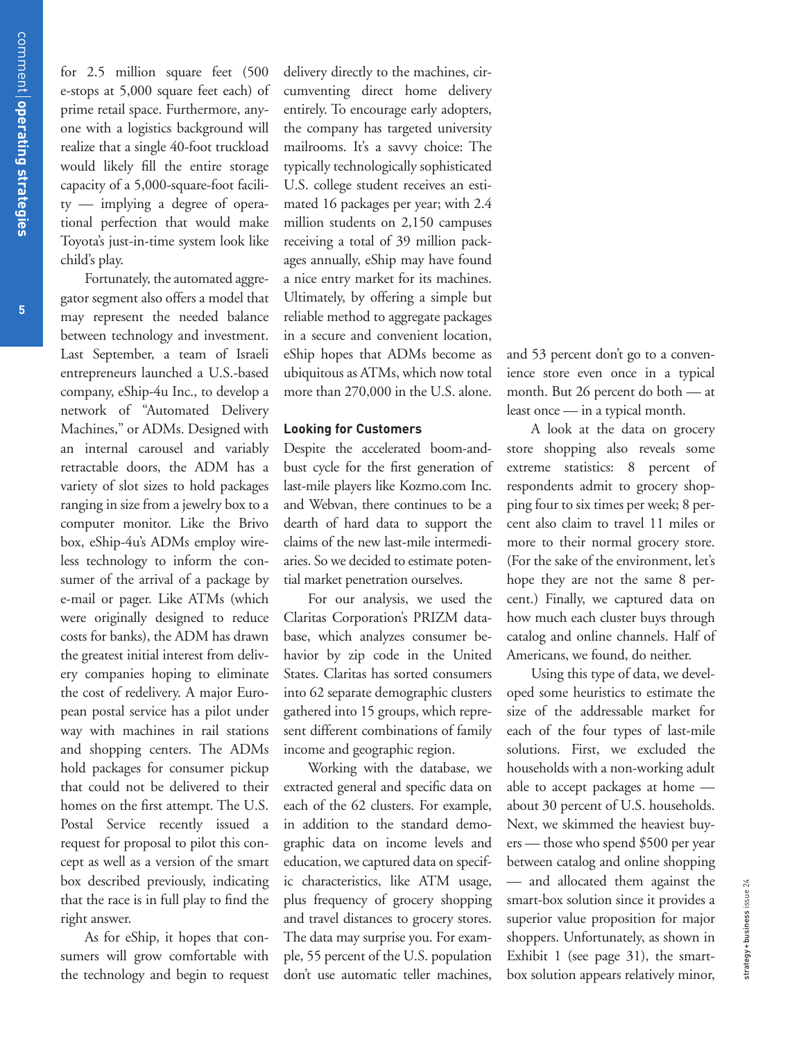for 2.5 million square feet (500 e-stops at 5,000 square feet each) of prime retail space. Furthermore, anyone with a logistics background will realize that a single 40-foot truckload would likely fill the entire storage capacity of a 5,000-square-foot facility — implying a degree of operational perfection that would make Toyota's just-in-time system look like child's play.

Fortunately, the automated aggregator segment also offers a model that may represent the needed balance between technology and investment. Last September, a team of Israeli entrepreneurs launched a U.S.-based company, eShip-4u Inc., to develop a network of "Automated Delivery Machines," or ADMs. Designed with an internal carousel and variably retractable doors, the ADM has a variety of slot sizes to hold packages ranging in size from a jewelry box to a computer monitor. Like the Brivo box, eShip-4u's ADMs employ wireless technology to inform the consumer of the arrival of a package by e-mail or pager. Like ATMs (which were originally designed to reduce costs for banks), the ADM has drawn the greatest initial interest from delivery companies hoping to eliminate the cost of redelivery. A major European postal service has a pilot under way with machines in rail stations and shopping centers. The ADMs hold packages for consumer pickup that could not be delivered to their homes on the first attempt. The U.S. Postal Service recently issued a request for proposal to pilot this concept as well as a version of the smart box described previously, indicating that the race is in full play to find the right answer.

As for eShip, it hopes that consumers will grow comfortable with the technology and begin to request delivery directly to the machines, circumventing direct home delivery entirely. To encourage early adopters, the company has targeted university mailrooms. It's a savvy choice: The typically technologically sophisticated U.S. college student receives an estimated 16 packages per year; with 2.4 million students on 2,150 campuses receiving a total of 39 million packages annually, eShip may have found a nice entry market for its machines. Ultimately, by offering a simple but reliable method to aggregate packages in a secure and convenient location, eShip hopes that ADMs become as ubiquitous as ATMs, which now total more than 270,000 in the U.S. alone.

## Looking for Customers

Despite the accelerated boom-and-bust cycle for the first generation of last-mile players like Kozmo.com Inc. and Webvan, there continues to be a dearth of hard data to support the claims of the new last-mile intermediaries. So we decided to estimate potential market penetration ourselves.

For our analysis, we used the Claritas Corporation's PRIZM database, which analyzes consumer behavior by zip code in the United States. Claritas has sorted consumers into 62 separate demographic clusters gathered into 15 groups, which represent different combinations of family income and geographic region.

Working with the database, we extracted general and specific data on each of the 62 clusters. For example, in addition to the standard demographic data on income levels and education, we captured data on specific characteristics, like ATM usage, plus frequency of grocery shopping and travel distances to grocery stores. The data may surprise you. For example, 55 percent of the U.S. population don't use automatic teller machines, and 53 percent don't go to a convenience store even once in a typical month. But 26 percent do both — at least once — in a typical month.

A look at the data on grocery store shopping also reveals some extreme statistics: 8 percent of respondents admit to grocery shopping four to six times per week; 8 percent also claim to travel 11 miles or more to their normal grocery store. (For the sake of the environment, let's hope they are not the same 8 percent.) Finally, we captured data on how much each cluster buys through catalog and online channels. Half of Americans, we found, do neither.

Using this type of data, we developed some heuristics to estimate the size of the addressable market for each of the four types of last-mile solutions. First, we excluded the households with a non-working adult able to accept packages at home — about 30 percent of U.S. households. Next, we skimmed the heaviest buyers — those who spend $500 per year between catalog and online shopping — and allocated them against the smart-box solution since it provides a superior value proposition for major shoppers. Unfortunately, as shown in Exhibit 1 (see page 31), the smart-box solution appears relatively minor,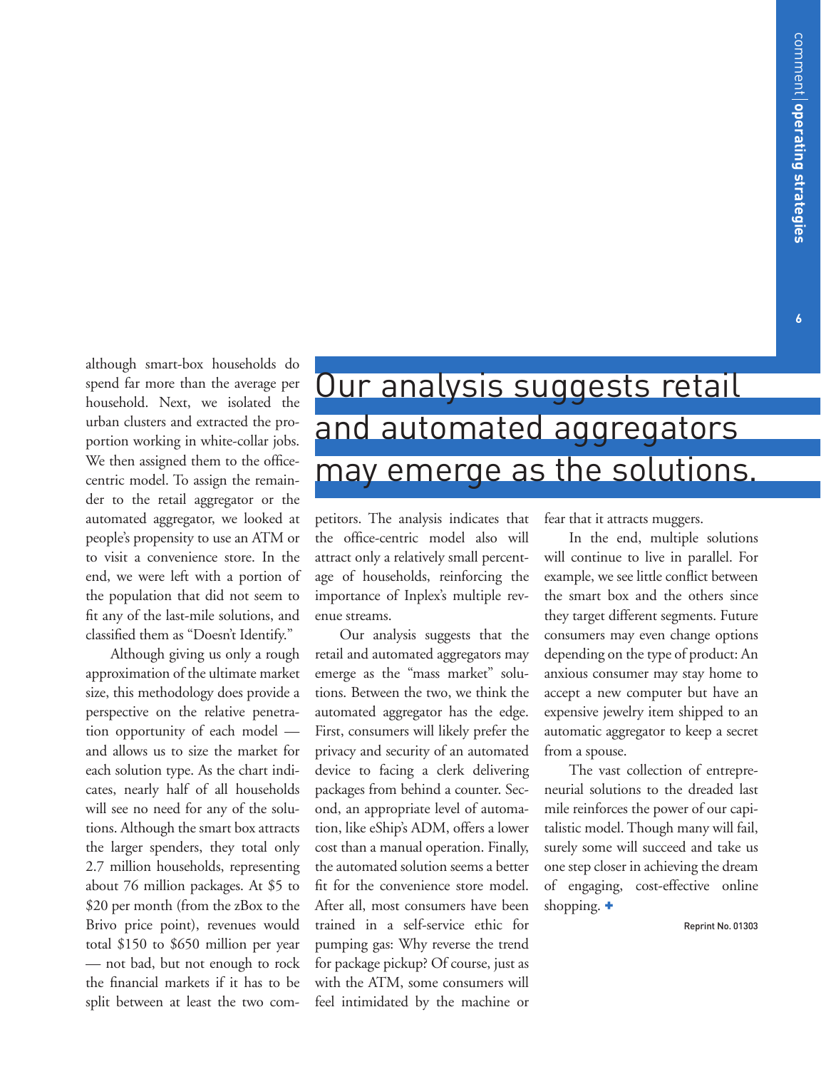although smart-box households do spend far more than the average per household. Next, we isolated the urban clusters and extracted the proportion working in white-collar jobs. We then assigned them to the office-centric model. To assign the remainder to the retail aggregator or the automated aggregator, we looked at people's propensity to use an ATM or to visit a convenience store. In the end, we were left with a portion of the population that did not seem to fit any of the last-mile solutions, and classified them as "Doesn't Identify."

Although giving us only a rough approximation of the ultimate market size, this methodology does provide a perspective on the relative penetration opportunity of each model — and allows us to size the market for each solution type. As the chart indicates, nearly half of all households will see no need for any of the solutions. Although the smart box attracts the larger spenders, they total only 2.7 million households, representing about 76 million packages. At $5 to $20 per month (from the zBox to the Brivo price point), revenues would total $150 to $650 million per year — not bad, but not enough to rock the financial markets if it has to be split between at least the two competitors. The analysis indicates that the office-centric model also will attract only a relatively small percentage of households, reinforcing the importance of Inplex's multiple revenue streams.

> Our analysis suggests retail and automated aggregators may emerge as the solutions.

Our analysis suggests that the retail and automated aggregators may emerge as the "mass market" solutions. Between the two, we think the automated aggregator has the edge. First, consumers will likely prefer the privacy and security of an automated device to facing a clerk delivering packages from behind a counter. Second, an appropriate level of automation, like eShip's ADM, offers a lower cost than a manual operation. Finally, the automated solution seems a better fit for the convenience store model. After all, most consumers have been trained in a self-service ethic for pumping gas: Why reverse the trend for package pickup? Of course, just as with the ATM, some consumers will feel intimidated by the machine or fear that it attracts muggers.

In the end, multiple solutions will continue to live in parallel. For example, we see little conflict between the smart box and the others since they target different segments. Future consumers may even change options depending on the type of product: An anxious consumer may stay home to accept a new computer but have an expensive jewelry item shipped to an automatic aggregator to keep a secret from a spouse.

The vast collection of entrepreneurial solutions to the dreaded last mile reinforces the power of our capitalistic model. Though many will fail, surely some will succeed and take us one step closer in achieving the dream of engaging, cost-effective online shopping. ✚

Reprint No. 01303